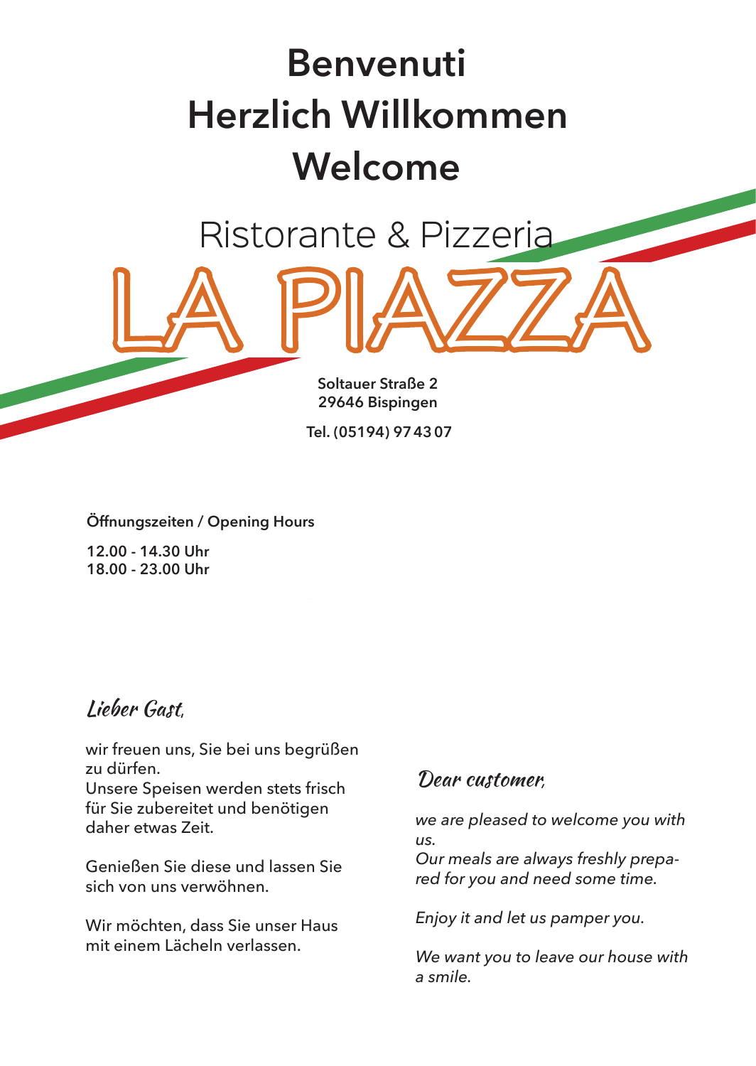# Benvenuti
# Herzlich Willkommen
# Welcome

## Ristorante & Pizzeria

# LA PIAZZA

**Soltauer Straße 2**
**29646 Bispingen**

**Tel. (05194) 97 43 07**

**Öffnungszeiten / Opening Hours**

**12.00 - 14.30 Uhr**
**18.00 - 23.00 Uhr**

## Lieber Gast,

wir freuen uns, Sie bei uns begrüßen zu dürfen.
Unsere Speisen werden stets frisch für Sie zubereitet und benötigen daher etwas Zeit.

Genießen Sie diese und lassen Sie sich von uns verwöhnen.

Wir möchten, dass Sie unser Haus mit einem Lächeln verlassen.

## Dear customer,

*we are pleased to welcome you with us.*
*Our meals are always freshly prepared for you and need some time.*

*Enjoy it and let us pamper you.*

*We want you to leave our house with a smile.*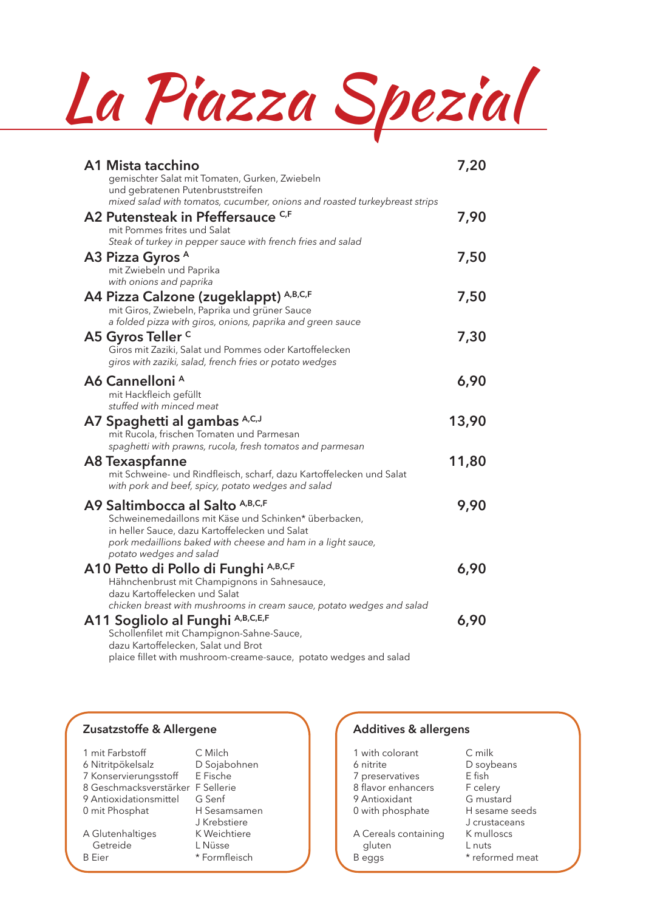# La Piazza Spezial

**A1 Mista tacchino** — **7,20**
gemischter Salat mit Tomaten, Gurken, Zwiebeln
und gebratenen Putenbruststreifen
*mixed salad with tomatos, cucumber, onions and roasted turkeybreast strips*

**A2 Putensteak in Pfeffersauce** [C,F] — **7,90**
mit Pommes frites und Salat
*Steak of turkey in pepper sauce with french fries and salad*

**A3 Pizza Gyros** [A] — **7,50**
mit Zwiebeln und Paprika
*with onions and paprika*

**A4 Pizza Calzone (zugeklappt)** [A,B,C,F] — **7,50**
mit Giros, Zwiebeln, Paprika und grüner Sauce
*a folded pizza with giros, onions, paprika and green sauce*

**A5 Gyros Teller** [C] — **7,30**
Giros mit Zaziki, Salat und Pommes oder Kartoffelecken
*giros with zaziki, salad, french fries or potato wedges*

**A6 Cannelloni** [A] — **6,90**
mit Hackfleich gefüllt
*stuffed with minced meat*

**A7 Spaghetti al gambas** [A,C,J] — **13,90**
mit Rucola, frischen Tomaten und Parmesan
*spaghetti with prawns, rucola, fresh tomatos and parmesan*

**A8 Texaspfanne** — **11,80**
mit Schweine- und Rindfleisch, scharf, dazu Kartoffelecken und Salat
*with pork and beef, spicy, potato wedges and salad*

**A9 Saltimbocca al Salto** [A,B,C,F] — **9,90**
Schweinemedaillons mit Käse und Schinken* überbacken,
in heller Sauce, dazu Kartoffelecken und Salat
*pork medaillions baked with cheese and ham in a light sauce,
potato wedges and salad*

**A10 Petto di Pollo di Funghi** [A,B,C,F] — **6,90**
Hähnchenbrust mit Champignons in Sahnesauce,
dazu Kartoffelecken und Salat
*chicken breast with mushrooms in cream sauce, potato wedges and salad*

**A11 Sogliolo al Funghi** [A,B,C,E,F] — **6,90**
Schollenfilet mit Champignon-Sahne-Sauce,
dazu Kartoffelecken, Salat und Brot
plaice fillet with mushroom-creame-sauce, potato wedges and salad

### Zusatzstoffe & Allergene

1 mit Farbstoff
6 Nitritpökelsalz
7 Konservierungsstoff
8 Geschmacksverstärker
9 Antioxidationsmittel
0 mit Phosphat

A Glutenhaltiges Getreide
B Eier
C Milch
D Sojabohnen
E Fische
F Sellerie
G Senf
H Sesamsamen
J Krebstiere
K Weichtiere
L Nüsse
* Formfleisch

### Additives & allergens

1 with colorant
6 nitrite
7 preservatives
8 flavor enhancers
9 Antioxidant
0 with phosphate

A Cereals containing gluten
B eggs
C milk
D soybeans
E fish
F celery
G mustard
H sesame seeds
J crustaceans
K mulloscs
L nuts
* reformed meat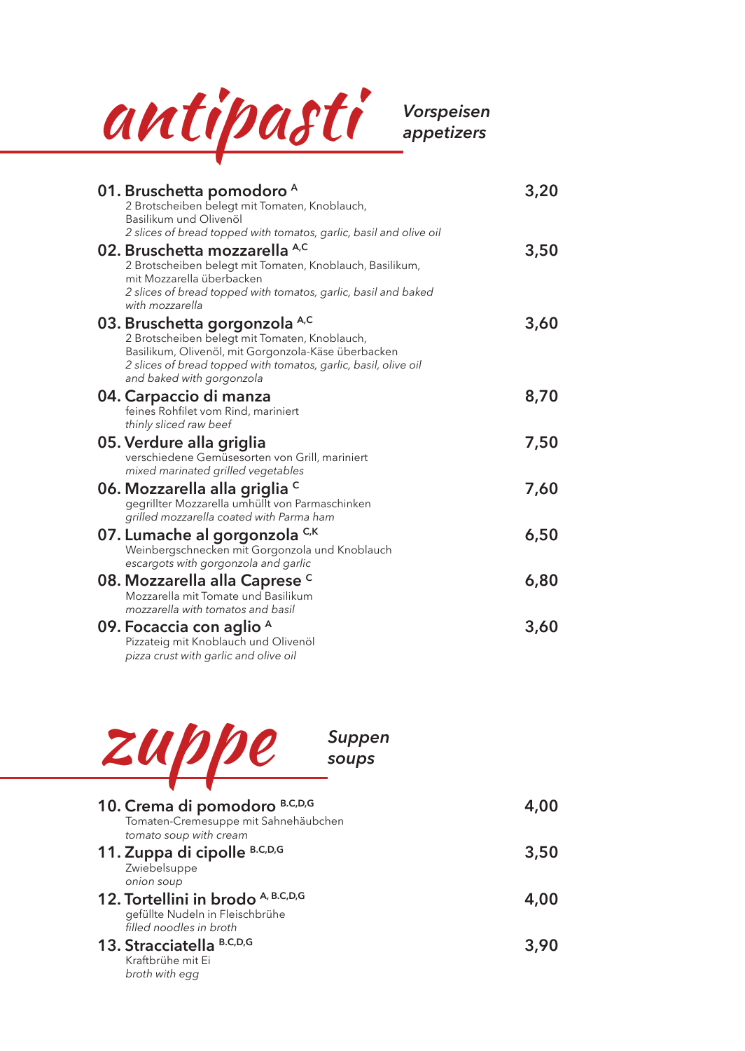# antipasti

*Vorspeisen*
*appetizers*

**01. Bruschetta pomodoro** [A] — **3,20**
2 Brotscheiben belegt mit Tomaten, Knoblauch, Basilikum und Olivenöl
*2 slices of bread topped with tomatos, garlic, basil and olive oil*

**02. Bruschetta mozzarella** [A,C] — **3,50**
2 Brotscheiben belegt mit Tomaten, Knoblauch, Basilikum, mit Mozzarella überbacken
*2 slices of bread topped with tomatos, garlic, basil and baked with mozzarella*

**03. Bruschetta gorgonzola** [A,C] — **3,60**
2 Brotscheiben belegt mit Tomaten, Knoblauch, Basilikum, Olivenöl, mit Gorgonzola-Käse überbacken
*2 slices of bread topped with tomatos, garlic, basil, olive oil and baked with gorgonzola*

**04. Carpaccio di manza** — **8,70**
feines Rohfilet vom Rind, mariniert
*thinly sliced raw beef*

**05. Verdure alla griglia** — **7,50**
verschiedene Gemüsesorten von Grill, mariniert
*mixed marinated grilled vegetables*

**06. Mozzarella alla griglia** [C] — **7,60**
gegrillter Mozzarella umhüllt von Parmaschinken
*grilled mozzarella coated with Parma ham*

**07. Lumache al gorgonzola** [C,K] — **6,50**
Weinbergschnecken mit Gorgonzola und Knoblauch
*escargots with gorgonzola and garlic*

**08. Mozzarella alla Caprese** [C] — **6,80**
Mozzarella mit Tomate und Basilikum
*mozzarella with tomatos and basil*

**09. Focaccia con aglio** [A] — **3,60**
Pizzateig mit Knoblauch und Olivenöl
*pizza crust with garlic and olive oil*

# zuppe

*Suppen*
*soups*

**10. Crema di pomodoro** [B,C,D,G] — **4,00**
Tomaten-Cremesuppe mit Sahnehäubchen
*tomato soup with cream*

**11. Zuppa di cipolle** [B,C,D,G] — **3,50**
Zwiebelsuppe
*onion soup*

**12. Tortellini in brodo** [A, B,C,D,G] — **4,00**
gefüllte Nudeln in Fleischbrühe
*filled noodles in broth*

**13. Stracciatella** [B,C,D,G] — **3,90**
Kraftbrühe mit Ei
*broth with egg*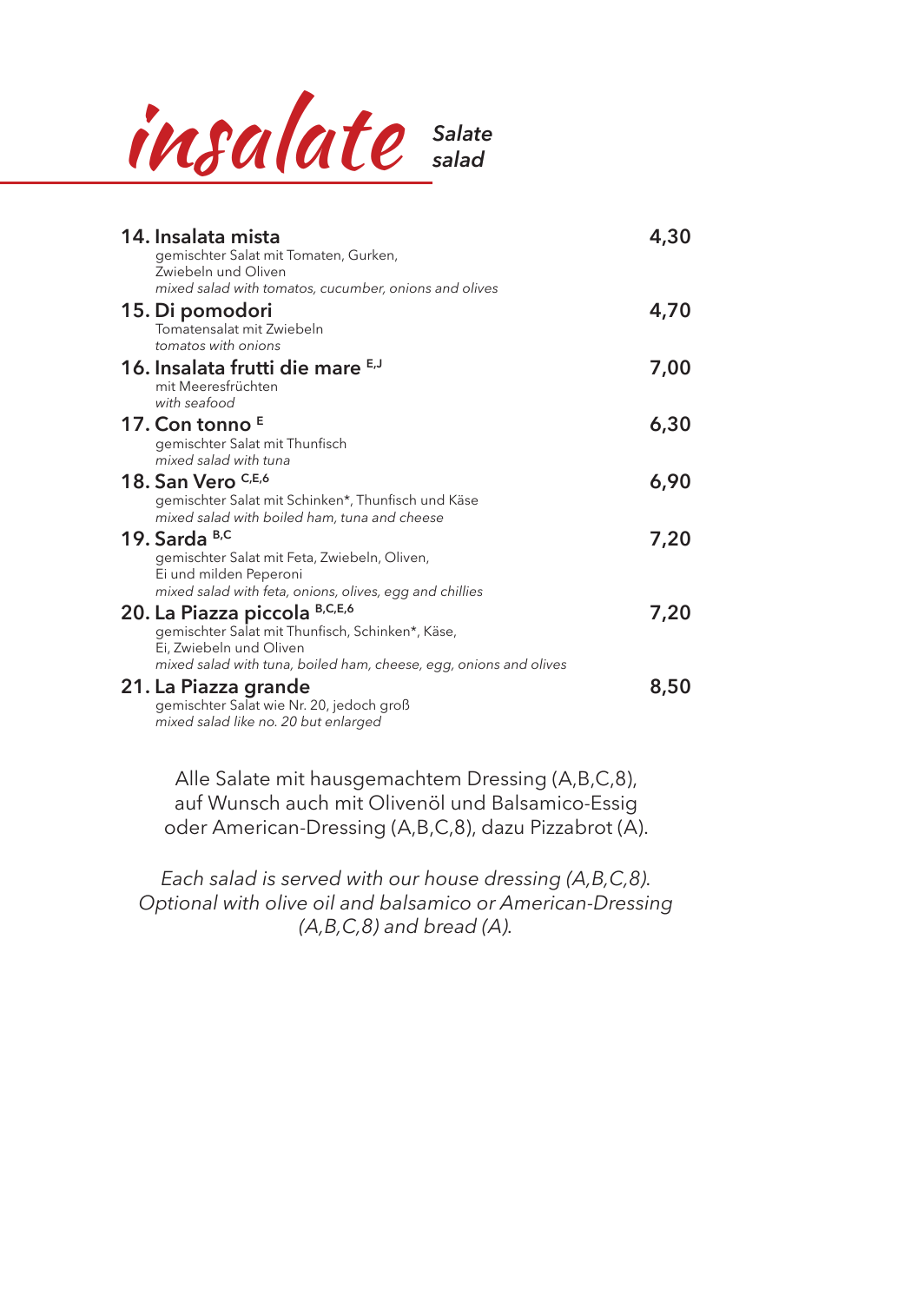# insalate

*Salate*
*salad*

**14. Insalata mista** — **4,30**
gemischter Salat mit Tomaten, Gurken, Zwiebeln und Oliven
*mixed salad with tomatos, cucumber, onions and olives*

**15. Di pomodori** — **4,70**
Tomatensalat mit Zwiebeln
*tomatos with onions*

**16. Insalata frutti die mare** [E,J] — **7,00**
mit Meeresfrüchten
*with seafood*

**17. Con tonno** [E] — **6,30**
gemischter Salat mit Thunfisch
*mixed salad with tuna*

**18. San Vero** [C,E,6] — **6,90**
gemischter Salat mit Schinken*, Thunfisch und Käse
*mixed salad with boiled ham, tuna and cheese*

**19. Sarda** [B,C] — **7,20**
gemischter Salat mit Feta, Zwiebeln, Oliven, Ei und milden Peperoni
*mixed salad with feta, onions, olives, egg and chillies*

**20. La Piazza piccola** [B,C,E,6] — **7,20**
gemischter Salat mit Thunfisch, Schinken*, Käse, Ei, Zwiebeln und Oliven
*mixed salad with tuna, boiled ham, cheese, egg, onions and olives*

**21. La Piazza grande** — **8,50**
gemischter Salat wie Nr. 20, jedoch groß
*mixed salad like no. 20 but enlarged*

Alle Salate mit hausgemachtem Dressing (A,B,C,8), auf Wunsch auch mit Olivenöl und Balsamico-Essig oder American-Dressing (A,B,C,8), dazu Pizzabrot (A).

*Each salad is served with our house dressing (A,B,C,8). Optional with olive oil and balsamico or American-Dressing (A,B,C,8) and bread (A).*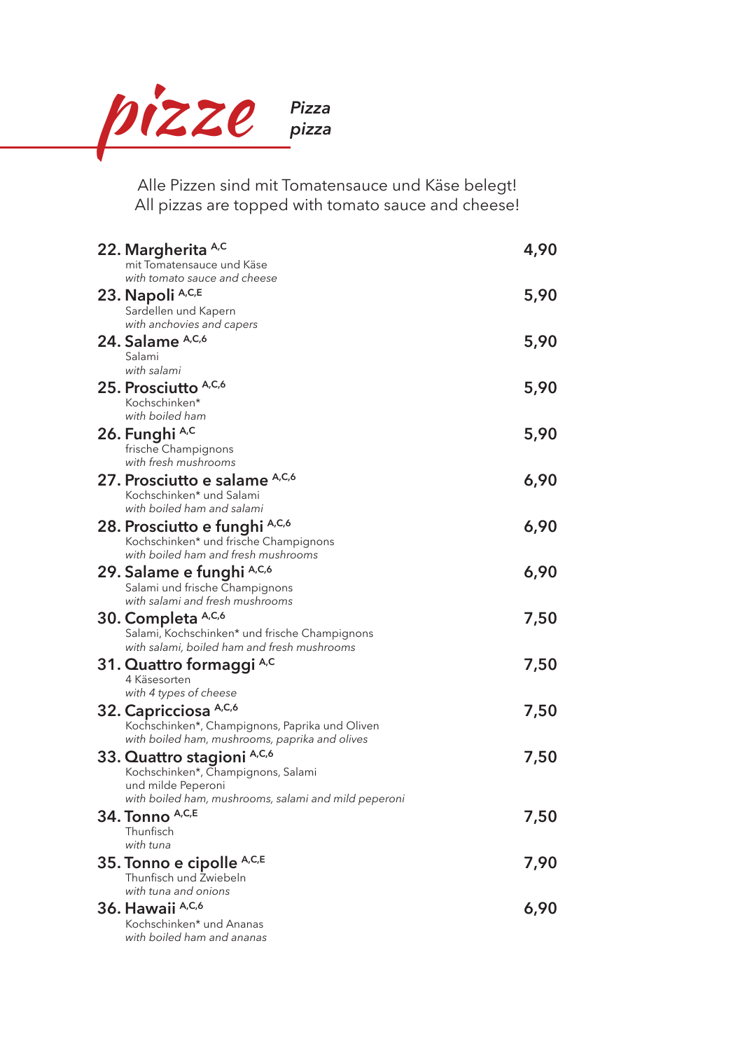# pizze

*Pizza*
*pizza*

Alle Pizzen sind mit Tomatensauce und Käse belegt!
All pizzas are topped with tomato sauce and cheese!

**22. Margherita** [A,C] — **4,90**
mit Tomatensauce und Käse
*with tomato sauce and cheese*

**23. Napoli** [A,C,E] — **5,90**
Sardellen und Kapern
*with anchovies and capers*

**24. Salame** [A,C,6] — **5,90**
Salami
*with salami*

**25. Prosciutto** [A,C,6] — **5,90**
Kochschinken*
*with boiled ham*

**26. Funghi** [A,C] — **5,90**
frische Champignons
*with fresh mushrooms*

**27. Prosciutto e salame** [A,C,6] — **6,90**
Kochschinken* und Salami
*with boiled ham and salami*

**28. Prosciutto e funghi** [A,C,6] — **6,90**
Kochschinken* und frische Champignons
*with boiled ham and fresh mushrooms*

**29. Salame e funghi** [A,C,6] — **6,90**
Salami und frische Champignons
*with salami and fresh mushrooms*

**30. Completa** [A,C,6] — **7,50**
Salami, Kochschinken* und frische Champignons
*with salami, boiled ham and fresh mushrooms*

**31. Quattro formaggi** [A,C] — **7,50**
4 Käsesorten
*with 4 types of cheese*

**32. Capricciosa** [A,C,6] — **7,50**
Kochschinken*, Champignons, Paprika und Oliven
*with boiled ham, mushrooms, paprika and olives*

**33. Quattro stagioni** [A,C,6] — **7,50**
Kochschinken*, Champignons, Salami
und milde Peperoni
*with boiled ham, mushrooms, salami and mild peperoni*

**34. Tonno** [A,C,E] — **7,50**
Thunfisch
*with tuna*

**35. Tonno e cipolle** [A,C,E] — **7,90**
Thunfisch und Zwiebeln
*with tuna and onions*

**36. Hawaii** [A,C,6] — **6,90**
Kochschinken* und Ananas
*with boiled ham and ananas*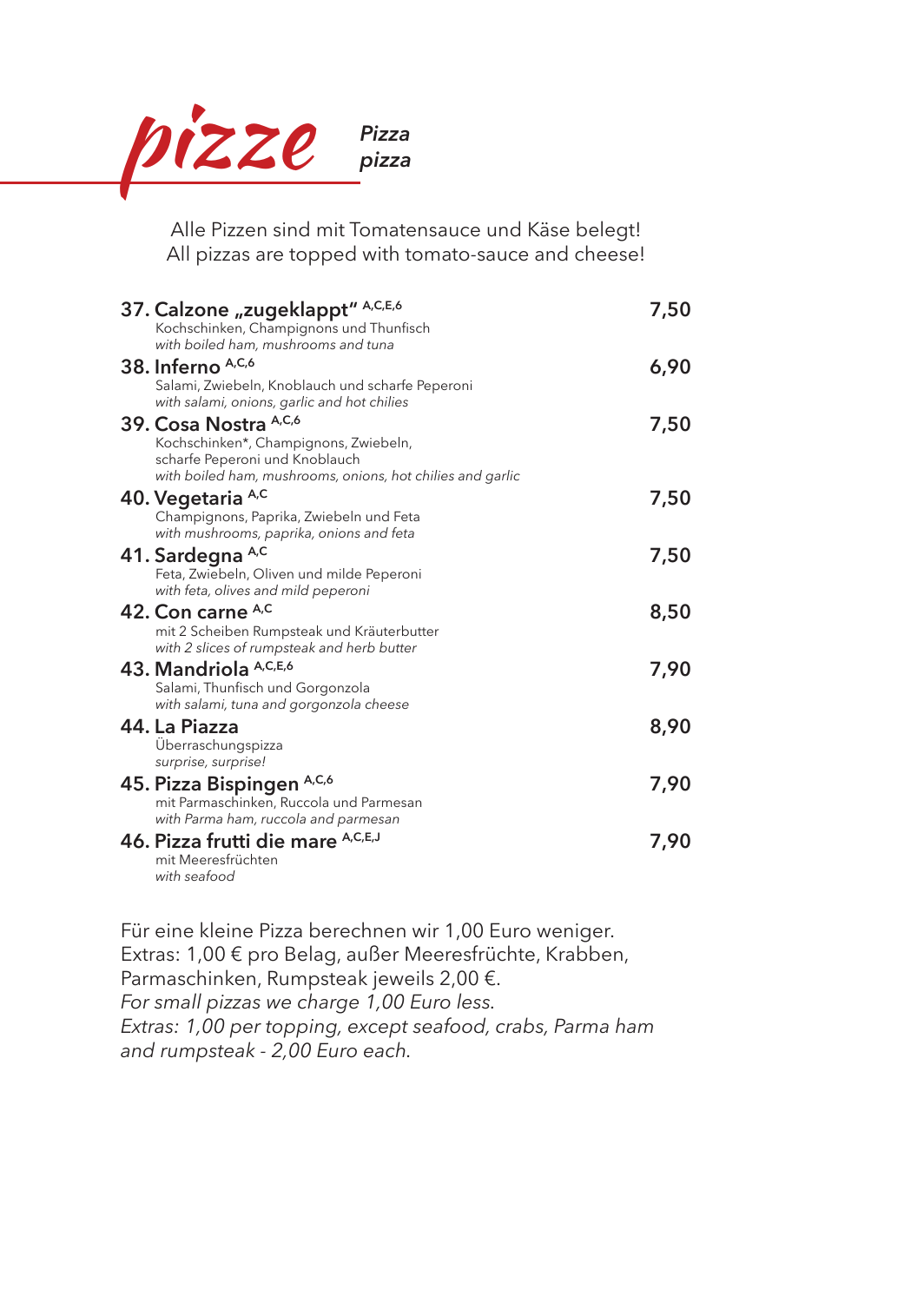# pizze

*Pizza pizza*

Alle Pizzen sind mit Tomatensauce und Käse belegt!
All pizzas are topped with tomato-sauce and cheese!

**37. Calzone „zugeklappt“** A,C,E,6 — **7,50**
Kochschinken, Champignons und Thunfisch
*with boiled ham, mushrooms and tuna*

**38. Inferno** A,C,6 — **6,90**
Salami, Zwiebeln, Knoblauch und scharfe Peperoni
*with salami, onions, garlic and hot chilies*

**39. Cosa Nostra** A,C,6 — **7,50**
Kochschinken*, Champignons, Zwiebeln, scharfe Peperoni und Knoblauch
*with boiled ham, mushrooms, onions, hot chilies and garlic*

**40. Vegetaria** A,C — **7,50**
Champignons, Paprika, Zwiebeln und Feta
*with mushrooms, paprika, onions and feta*

**41. Sardegna** A,C — **7,50**
Feta, Zwiebeln, Oliven und milde Peperoni
*with feta, olives and mild peperoni*

**42. Con carne** A,C — **8,50**
mit 2 Scheiben Rumpsteak und Kräuterbutter
*with 2 slices of rumpsteak and herb butter*

**43. Mandriola** A,C,E,6 — **7,90**
Salami, Thunfisch und Gorgonzola
*with salami, tuna and gorgonzola cheese*

**44. La Piazza** — **8,90**
Überraschungspizza
*surprise, surprise!*

**45. Pizza Bispingen** A,C,6 — **7,90**
mit Parmaschinken, Ruccola und Parmesan
*with Parma ham, ruccola and parmesan*

**46. Pizza frutti die mare** A,C,E,J — **7,90**
mit Meeresfrüchten
*with seafood*

Für eine kleine Pizza berechnen wir 1,00 Euro weniger.
Extras: 1,00 € pro Belag, außer Meeresfrüchte, Krabben, Parmaschinken, Rumpsteak jeweils 2,00 €.
*For small pizzas we charge 1,00 Euro less.*
*Extras: 1,00 per topping, except seafood, crabs, Parma ham and rumpsteak - 2,00 Euro each.*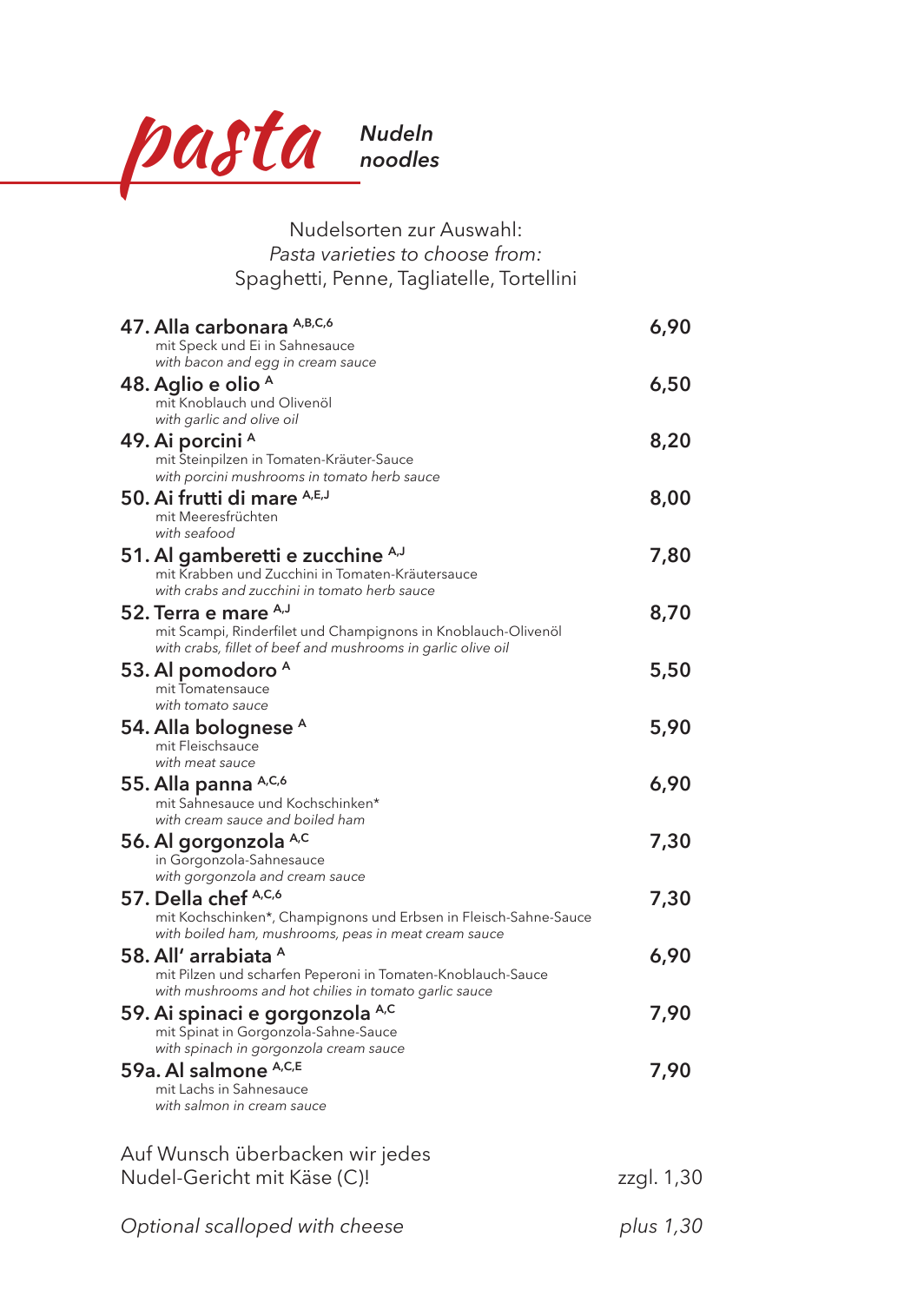# pasta

***Nudeln***
***noodles***

Nudelsorten zur Auswahl:
*Pasta varieties to choose from:*
Spaghetti, Penne, Tagliatelle, Tortellini

| | |
|---|---|
| **47. Alla carbonara** A,B,C,6<br>mit Speck und Ei in Sahnesauce<br>*with bacon and egg in cream sauce* | **6,90** |
| **48. Aglio e olio** A<br>mit Knoblauch und Olivenöl<br>*with garlic and olive oil* | **6,50** |
| **49. Ai porcini** A<br>mit Steinpilzen in Tomaten-Kräuter-Sauce<br>*with porcini mushrooms in tomato herb sauce* | **8,20** |
| **50. Ai frutti di mare** A,E,J<br>mit Meeresfrüchten<br>*with seafood* | **8,00** |
| **51. Al gamberetti e zucchine** A,J<br>mit Krabben und Zucchini in Tomaten-Kräutersauce<br>*with crabs and zucchini in tomato herb sauce* | **7,80** |
| **52. Terra e mare** A,J<br>mit Scampi, Rinderfilet und Champignons in Knoblauch-Olivenöl<br>*with crabs, fillet of beef and mushrooms in garlic olive oil* | **8,70** |
| **53. Al pomodoro** A<br>mit Tomatensauce<br>*with tomato sauce* | **5,50** |
| **54. Alla bolognese** A<br>mit Fleischsauce<br>*with meat sauce* | **5,90** |
| **55. Alla panna** A,C,6<br>mit Sahnesauce und Kochschinken*<br>*with cream sauce and boiled ham* | **6,90** |
| **56. Al gorgonzola** A,C<br>in Gorgonzola-Sahnesauce<br>*with gorgonzola and cream sauce* | **7,30** |
| **57. Della chef** A,C,6<br>mit Kochschinken*, Champignons und Erbsen in Fleisch-Sahne-Sauce<br>*with boiled ham, mushrooms, peas in meat cream sauce* | **7,30** |
| **58. All' arrabiata** A<br>mit Pilzen und scharfen Peperoni in Tomaten-Knoblauch-Sauce<br>*with mushrooms and hot chilies in tomato garlic sauce* | **6,90** |
| **59. Ai spinaci e gorgonzola** A,C<br>mit Spinat in Gorgonzola-Sahne-Sauce<br>*with spinach in gorgonzola cream sauce* | **7,90** |
| **59a. Al salmone** A,C,E<br>mit Lachs in Sahnesauce<br>*with salmon in cream sauce* | **7,90** |

Auf Wunsch überbacken wir jedes Nudel-Gericht mit Käse (C)! — zzgl. 1,30

*Optional scalloped with cheese* — *plus 1,30*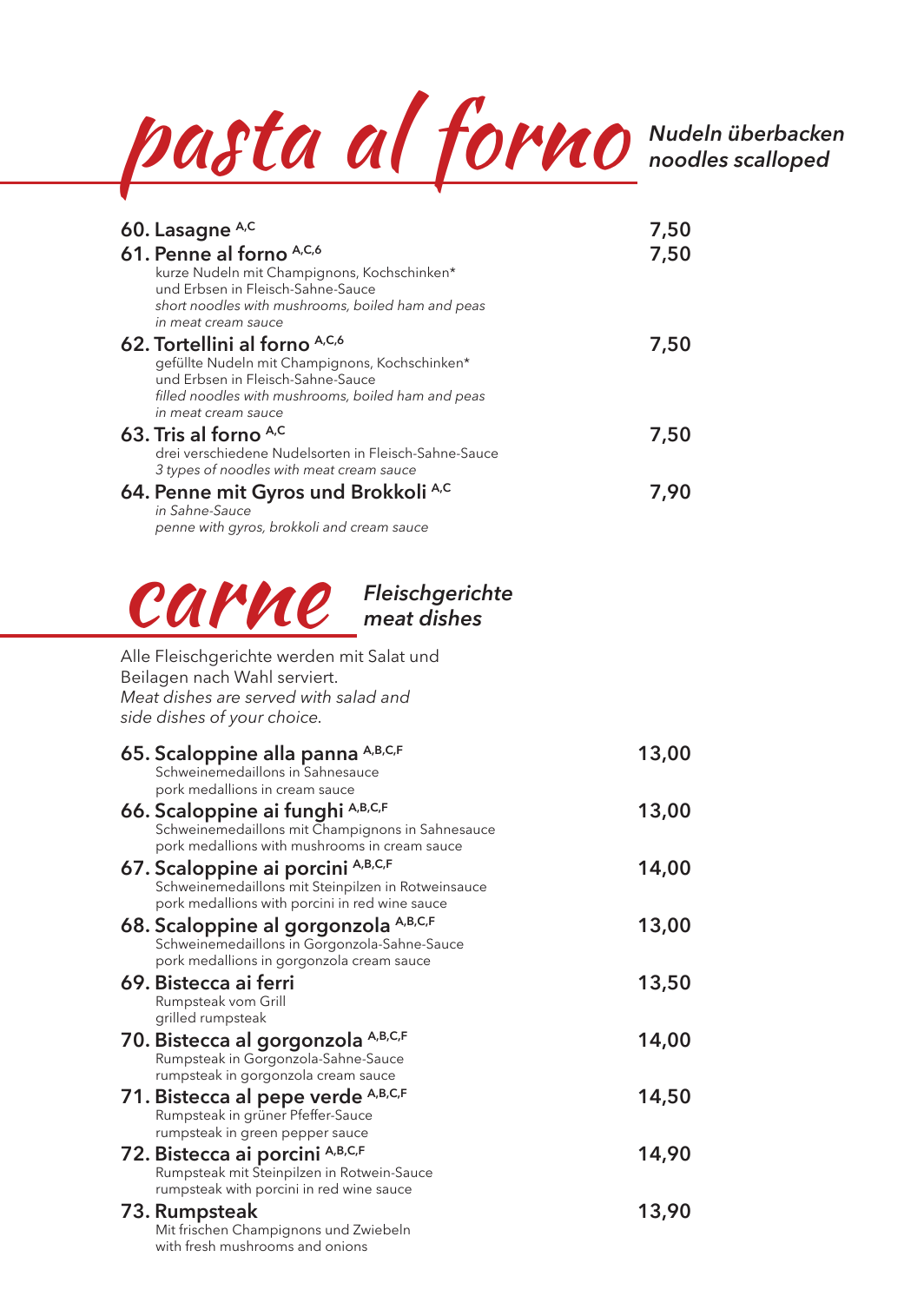# pasta al forno

*Nudeln überbacken*
*noodles scalloped*

**60. Lasagne** A,C — **7,50**

**61. Penne al forno** A,C,6 — **7,50**
kurze Nudeln mit Champignons, Kochschinken* und Erbsen in Fleisch-Sahne-Sauce
*short noodles with mushrooms, boiled ham and peas in meat cream sauce*

**62. Tortellini al forno** A,C,6 — **7,50**
gefüllte Nudeln mit Champignons, Kochschinken* und Erbsen in Fleisch-Sahne-Sauce
*filled noodles with mushrooms, boiled ham and peas in meat cream sauce*

**63. Tris al forno** A,C — **7,50**
drei verschiedene Nudelsorten in Fleisch-Sahne-Sauce
*3 types of noodles with meat cream sauce*

**64. Penne mit Gyros und Brokkoli** A,C — **7,90**
*in Sahne-Sauce*
*penne with gyros, brokkoli and cream sauce*

# carne

*Fleischgerichte*
*meat dishes*

Alle Fleischgerichte werden mit Salat und Beilagen nach Wahl serviert.
*Meat dishes are served with salad and side dishes of your choice.*

**65. Scaloppine alla panna** A,B,C,F — **13,00**
Schweinemedaillons in Sahnesauce
pork medallions in cream sauce

**66. Scaloppine ai funghi** A,B,C,F — **13,00**
Schweinemedaillons mit Champignons in Sahnesauce
pork medallions with mushrooms in cream sauce

**67. Scaloppine ai porcini** A,B,C,F — **14,00**
Schweinemedaillons mit Steinpilzen in Rotweinsauce
pork medallions with porcini in red wine sauce

**68. Scaloppine al gorgonzola** A,B,C,F — **13,00**
Schweinemedaillons in Gorgonzola-Sahne-Sauce
pork medallions in gorgonzola cream sauce

**69. Bistecca ai ferri** — **13,50**
Rumpsteak vom Grill
grilled rumpsteak

**70. Bistecca al gorgonzola** A,B,C,F — **14,00**
Rumpsteak in Gorgonzola-Sahne-Sauce
rumpsteak in gorgonzola cream sauce

**71. Bistecca al pepe verde** A,B,C,F — **14,50**
Rumpsteak in grüner Pfeffer-Sauce
rumpsteak in green pepper sauce

**72. Bistecca ai porcini** A,B,C,F — **14,90**
Rumpsteak mit Steinpilzen in Rotwein-Sauce
rumpsteak with porcini in red wine sauce

**73. Rumpsteak** — **13,90**
Mit frischen Champignons und Zwiebeln
with fresh mushrooms and onions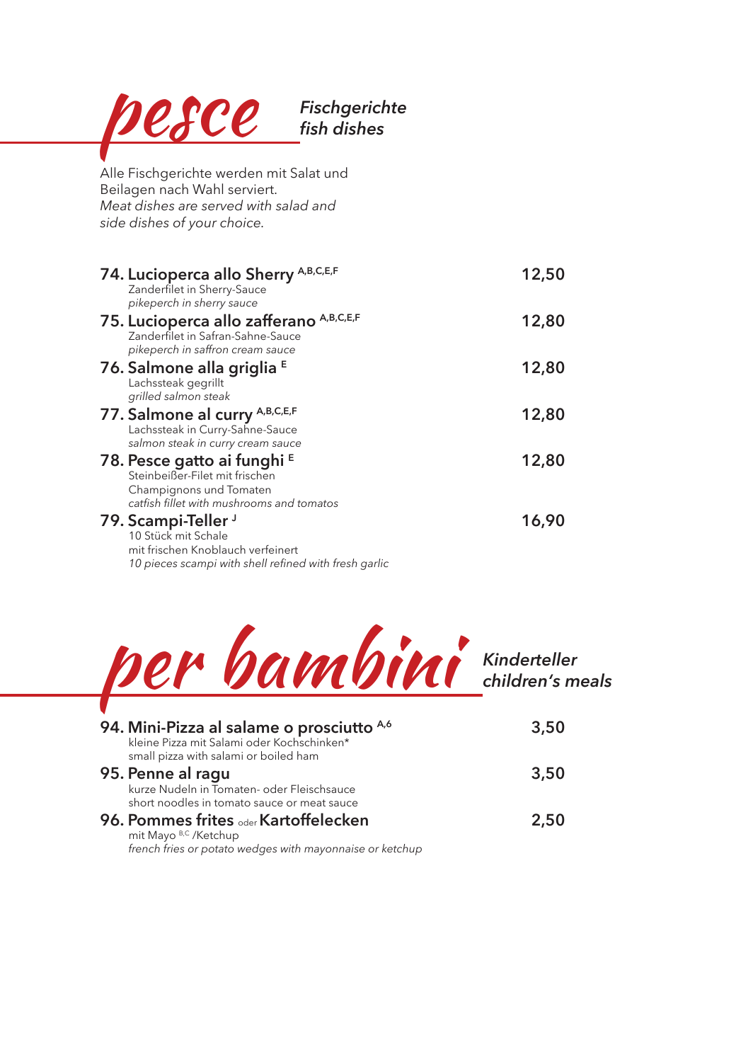# pesce

***Fischgerichte***
***fish dishes***

Alle Fischgerichte werden mit Salat und Beilagen nach Wahl serviert.
*Meat dishes are served with salad and side dishes of your choice.*

**74. Lucioperca allo Sherry** A,B,C,E,F — **12,50**
Zanderfilet in Sherry-Sauce
*pikeperch in sherry sauce*

**75. Lucioperca allo zafferano** A,B,C,E,F — **12,80**
Zanderfilet in Safran-Sahne-Sauce
*pikeperch in saffron cream sauce*

**76. Salmone alla griglia** E — **12,80**
Lachssteak gegrillt
*grilled salmon steak*

**77. Salmone al curry** A,B,C,E,F — **12,80**
Lachssteak in Curry-Sahne-Sauce
*salmon steak in curry cream sauce*

**78. Pesce gatto ai funghi** E — **12,80**
Steinbeißer-Filet mit frischen Champignons und Tomaten
*catfish fillet with mushrooms and tomatos*

**79. Scampi-Teller** J — **16,90**
10 Stück mit Schale mit frischen Knoblauch verfeinert
*10 pieces scampi with shell refined with fresh garlic*

# per bambini

***Kinderteller***
***children's meals***

**94. Mini-Pizza al salame o prosciutto** A,6 — **3,50**
kleine Pizza mit Salami oder Kochschinken*
small pizza with salami or boiled ham

**95. Penne al ragu** — **3,50**
kurze Nudeln in Tomaten- oder Fleischsauce
short noodles in tomato sauce or meat sauce

**96. Pommes frites** oder **Kartoffelecken** — **2,50**
mit Mayo B,C /Ketchup
*french fries or potato wedges with mayonnaise or ketchup*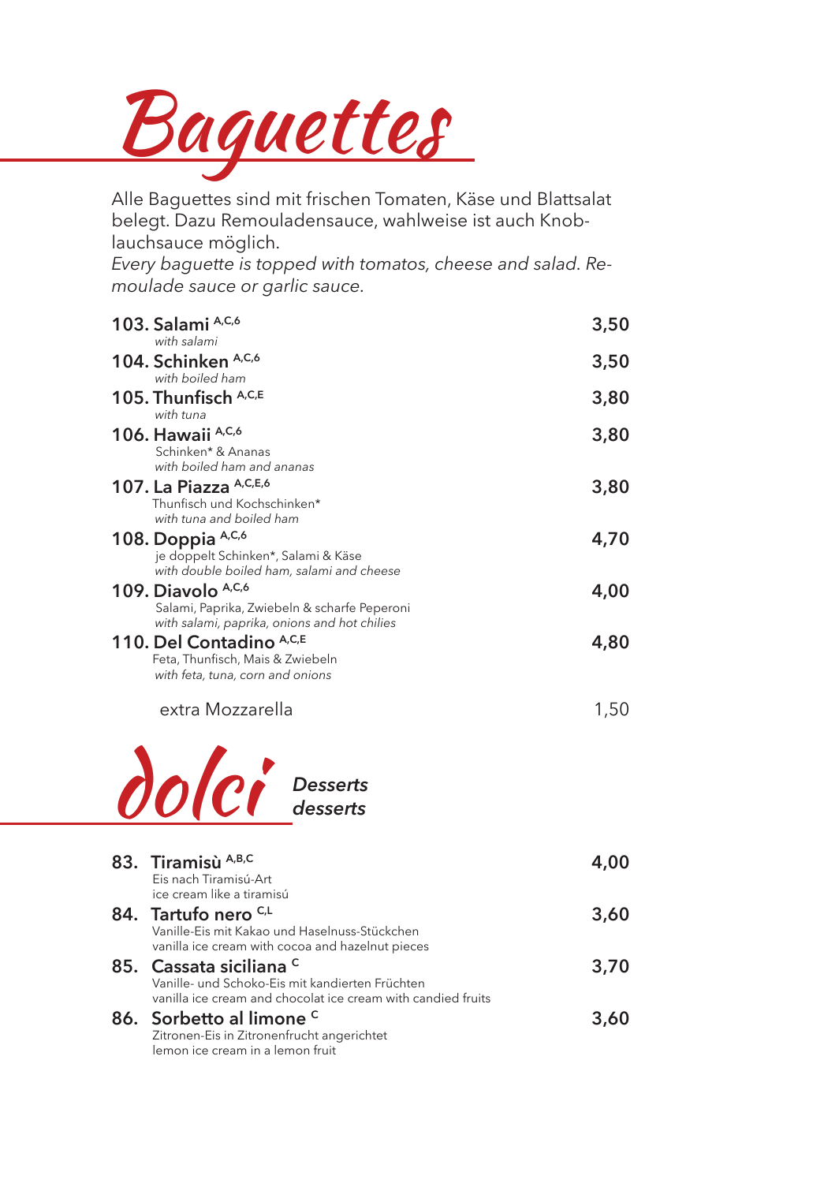// Baguettes

Alle Baguettes sind mit frischen Tomaten, Käse und Blattsalat belegt. Dazu Remouladensauce, wahlweise ist auch Knoblauchsauce möglich.
*Every baguette is topped with tomatos, cheese and salad. Remoulade sauce or garlic sauce.*

| | |
|---|---|
| **103. Salami** A,C,6<br>*with salami* | **3,50** |
| **104. Schinken** A,C,6<br>*with boiled ham* | **3,50** |
| **105. Thunfisch** A,C,E<br>*with tuna* | **3,80** |
| **106. Hawaii** A,C,6<br>Schinken* & Ananas<br>*with boiled ham and ananas* | **3,80** |
| **107. La Piazza** A,C,E,6<br>Thunfisch und Kochschinken*<br>*with tuna and boiled ham* | **3,80** |
| **108. Doppia** A,C,6<br>je doppelt Schinken*, Salami & Käse<br>*with double boiled ham, salami and cheese* | **4,70** |
| **109. Diavolo** A,C,6<br>Salami, Paprika, Zwiebeln & scharfe Peperoni<br>*with salami, paprika, onions and hot chilies* | **4,00** |
| **110. Del Contadino** A,C,E<br>Feta, Thunfisch, Mais & Zwiebeln<br>*with feta, tuna, corn and onions* | **4,80** |
| extra Mozzarella | 1,50 |

# dolci

***Desserts***
***desserts***

| | |
|---|---|
| **83. Tiramisù** A,B,C<br>Eis nach Tiramisú-Art<br>ice cream like a tiramisú | **4,00** |
| **84. Tartufo nero** C,L<br>Vanille-Eis mit Kakao und Haselnuss-Stückchen<br>vanilla ice cream with cocoa and hazelnut pieces | **3,60** |
| **85. Cassata siciliana** C<br>Vanille- und Schoko-Eis mit kandierten Früchten<br>vanilla ice cream and chocolat ice cream with candied fruits | **3,70** |
| **86. Sorbetto al limone** C<br>Zitronen-Eis in Zitronenfrucht angerichtet<br>lemon ice cream in a lemon fruit | **3,60** |